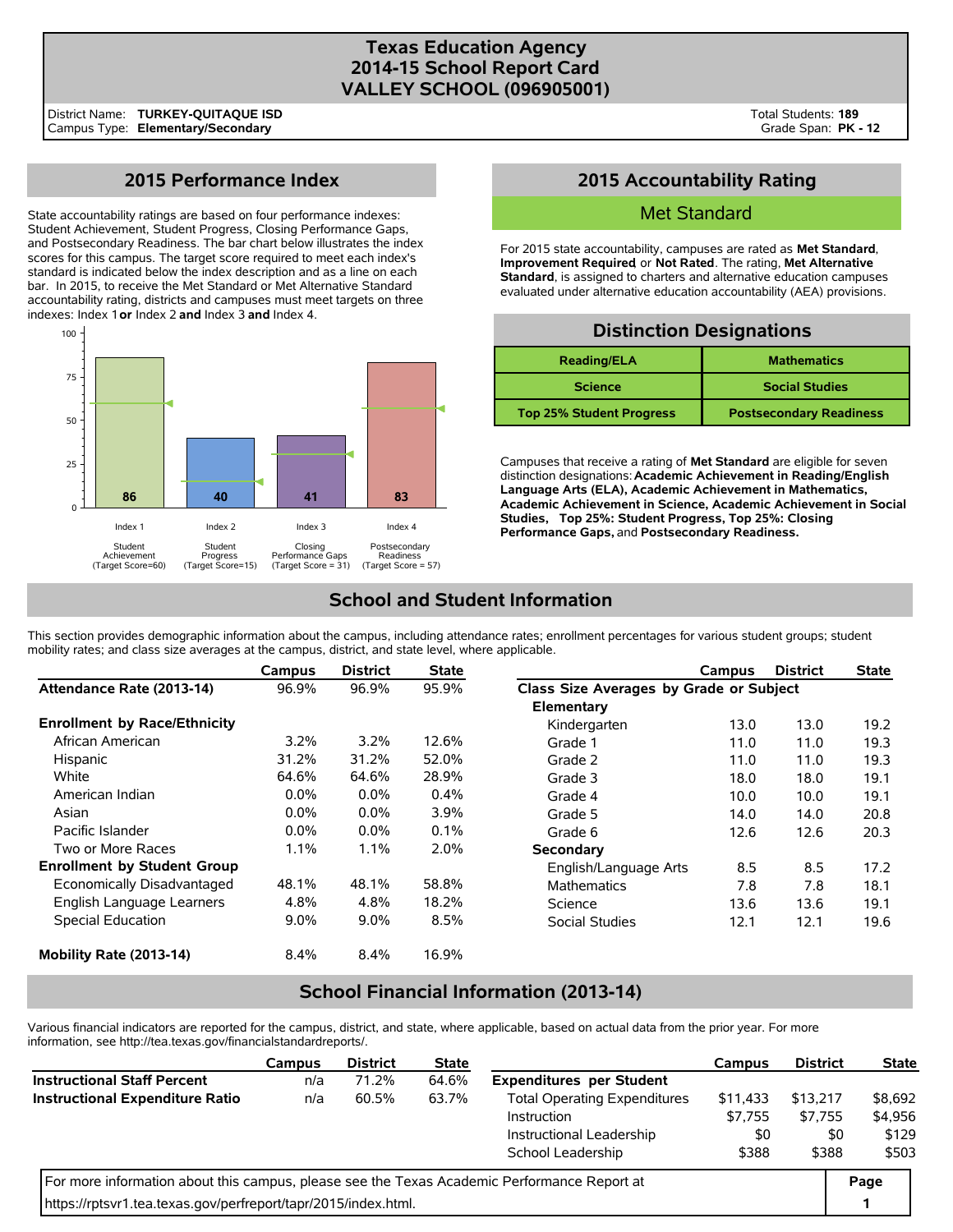# Texas Education Agency
# 2014-15 School Report Card
# VALLEY SCHOOL (096905001)

District Name: **TURKEY-QUITAQUE ISD**
Campus Type: **Elementary/Secondary**

Total Students: **189**
Grade Span: **PK - 12**

## 2015 Performance Index

State accountability ratings are based on four performance indexes: Student Achievement, Student Progress, Closing Performance Gaps, and Postsecondary Readiness. The bar chart below illustrates the index scores for this campus. The target score required to meet each index's standard is indicated below the index description and as a line on each bar. In 2015, to receive the Met Standard or Met Alternative Standard accountability rating, districts and campuses must meet targets on three indexes: Index 1 **or** Index 2 **and** Index 3 **and** Index 4.

| Index | Description | Score | Target Score |
|---|---|---|---|
| Index 1 | Student Achievement | 86 | 60 |
| Index 2 | Student Progress | 40 | 15 |
| Index 3 | Closing Performance Gaps | 41 | 31 |
| Index 4 | Postsecondary Readiness | 83 | 57 |

## 2015 Accountability Rating

**Met Standard**

For 2015 state accountability, campuses are rated as **Met Standard**, **Improvement Required**, or **Not Rated**. The rating, **Met Alternative Standard**, is assigned to charters and alternative education campuses evaluated under alternative education accountability (AEA) provisions.

## Distinction Designations

| | |
|---|---|
| Reading/ELA | Mathematics |
| Science | Social Studies |
| Top 25% Student Progress | Postsecondary Readiness |

Campuses that receive a rating of **Met Standard** are eligible for seven distinction designations: **Academic Achievement in Reading/English Language Arts (ELA), Academic Achievement in Mathematics, Academic Achievement in Science, Academic Achievement in Social Studies, Top 25%: Student Progress, Top 25%: Closing Performance Gaps,** and **Postsecondary Readiness.**

## School and Student Information

This section provides demographic information about the campus, including attendance rates; enrollment percentages for various student groups; student mobility rates; and class size averages at the campus, district, and state level, where applicable.

| | Campus | District | State |
|---|---|---|---|
| **Attendance Rate (2013-14)** | 96.9% | 96.9% | 95.9% |
| **Enrollment by Race/Ethnicity** | | | |
| African American | 3.2% | 3.2% | 12.6% |
| Hispanic | 31.2% | 31.2% | 52.0% |
| White | 64.6% | 64.6% | 28.9% |
| American Indian | 0.0% | 0.0% | 0.4% |
| Asian | 0.0% | 0.0% | 3.9% |
| Pacific Islander | 0.0% | 0.0% | 0.1% |
| Two or More Races | 1.1% | 1.1% | 2.0% |
| **Enrollment by Student Group** | | | |
| Economically Disadvantaged | 48.1% | 48.1% | 58.8% |
| English Language Learners | 4.8% | 4.8% | 18.2% |
| Special Education | 9.0% | 9.0% | 8.5% |
| **Mobility Rate (2013-14)** | 8.4% | 8.4% | 16.9% |

| | Campus | District | State |
|---|---|---|---|
| **Class Size Averages by Grade or Subject** | | | |
| **Elementary** | | | |
| Kindergarten | 13.0 | 13.0 | 19.2 |
| Grade 1 | 11.0 | 11.0 | 19.3 |
| Grade 2 | 11.0 | 11.0 | 19.3 |
| Grade 3 | 18.0 | 18.0 | 19.1 |
| Grade 4 | 10.0 | 10.0 | 19.1 |
| Grade 5 | 14.0 | 14.0 | 20.8 |
| Grade 6 | 12.6 | 12.6 | 20.3 |
| **Secondary** | | | |
| English/Language Arts | 8.5 | 8.5 | 17.2 |
| Mathematics | 7.8 | 7.8 | 18.1 |
| Science | 13.6 | 13.6 | 19.1 |
| Social Studies | 12.1 | 12.1 | 19.6 |

## School Financial Information (2013-14)

Various financial indicators are reported for the campus, district, and state, where applicable, based on actual data from the prior year. For more information, see http://tea.texas.gov/financialstandardreports/.

| | Campus | District | State |
|---|---|---|---|
| **Instructional Staff Percent** | n/a | 71.2% | 64.6% |
| **Instructional Expenditure Ratio** | n/a | 60.5% | 63.7% |

| | Campus | District | State |
|---|---|---|---|
| **Expenditures per Student** | | | |
| Total Operating Expenditures | $11,433 | $13,217 | $8,692 |
| Instruction | $7,755 | $7,755 | $4,956 |
| Instructional Leadership | $0 | $0 | $129 |
| School Leadership | $388 | $388 | $503 |

For more information about this campus, please see the Texas Academic Performance Report at https://rptsvr1.tea.texas.gov/perfreport/tapr/2015/index.html.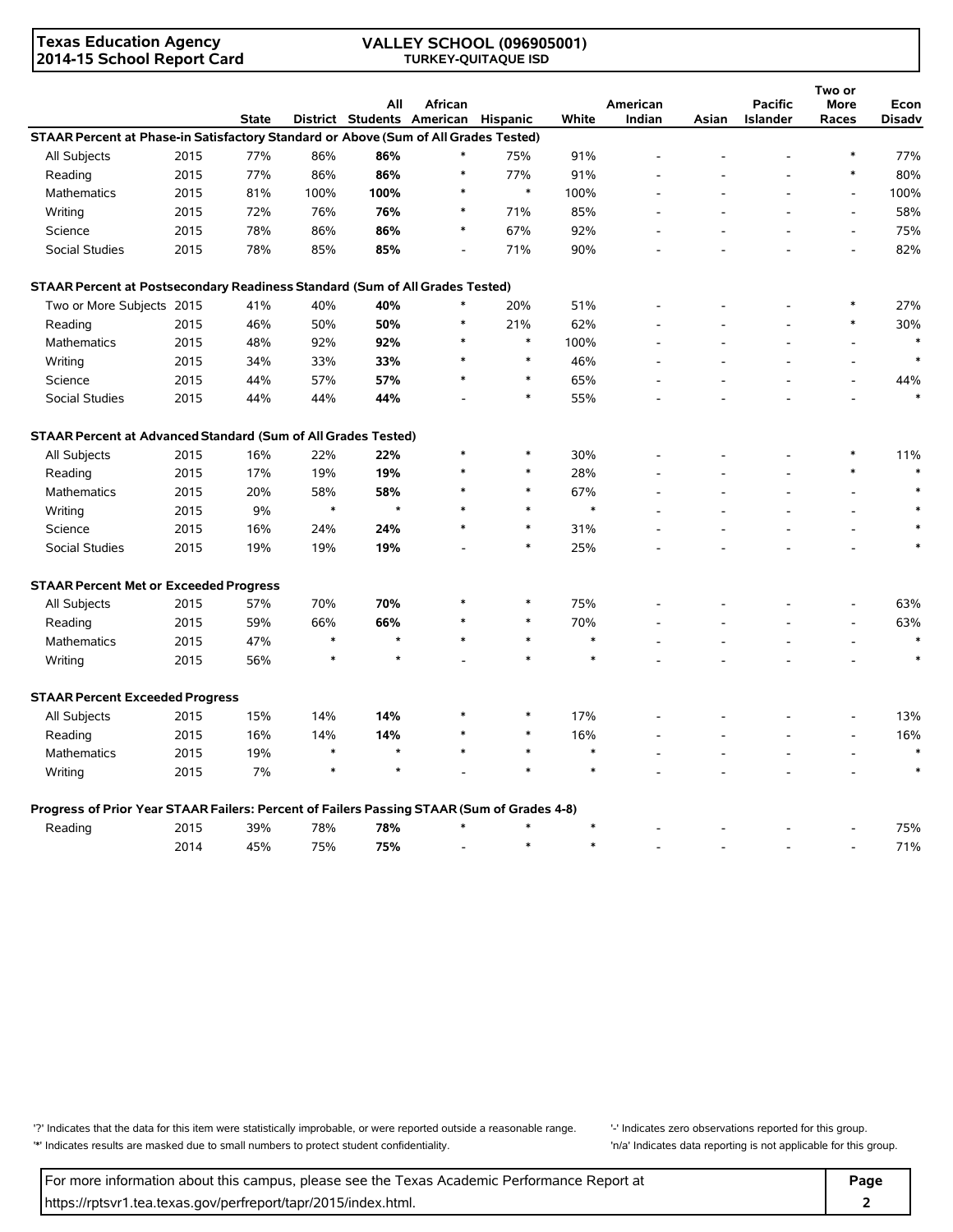**Texas Education Agency**
**2014-15 School Report Card**

**VALLEY SCHOOL (096905001)**
**TURKEY-QUITAQUE ISD**

| | | State | District | All Students | African American | Hispanic | White | American Indian | Asian | Pacific Islander | Two or More Races | Econ Disadv |
|---|---|---|---|---|---|---|---|---|---|---|---|---|
| **STAAR Percent at Phase-in Satisfactory Standard or Above (Sum of All Grades Tested)** | | | | | | | | | | | | |
| All Subjects | 2015 | 77% | 86% | **86%** | * | 75% | 91% | - | - | - | * | 77% |
| Reading | 2015 | 77% | 86% | **86%** | * | 77% | 91% | - | - | - | * | 80% |
| Mathematics | 2015 | 81% | 100% | **100%** | * | * | 100% | - | - | - | - | 100% |
| Writing | 2015 | 72% | 76% | **76%** | * | 71% | 85% | - | - | - | - | 58% |
| Science | 2015 | 78% | 86% | **86%** | * | 67% | 92% | - | - | - | - | 75% |
| Social Studies | 2015 | 78% | 85% | **85%** | - | 71% | 90% | - | - | - | - | 82% |
| **STAAR Percent at Postsecondary Readiness Standard (Sum of All Grades Tested)** | | | | | | | | | | | | |
| Two or More Subjects | 2015 | 41% | 40% | **40%** | * | 20% | 51% | - | - | - | * | 27% |
| Reading | 2015 | 46% | 50% | **50%** | * | 21% | 62% | - | - | - | * | 30% |
| Mathematics | 2015 | 48% | 92% | **92%** | * | * | 100% | - | - | - | - | * |
| Writing | 2015 | 34% | 33% | **33%** | * | * | 46% | - | - | - | - | * |
| Science | 2015 | 44% | 57% | **57%** | * | * | 65% | - | - | - | - | 44% |
| Social Studies | 2015 | 44% | 44% | **44%** | - | * | 55% | - | - | - | - | * |
| **STAAR Percent at Advanced Standard (Sum of All Grades Tested)** | | | | | | | | | | | | |
| All Subjects | 2015 | 16% | 22% | **22%** | * | * | 30% | - | - | - | * | 11% |
| Reading | 2015 | 17% | 19% | **19%** | * | * | 28% | - | - | - | * | * |
| Mathematics | 2015 | 20% | 58% | **58%** | * | * | 67% | - | - | - | - | * |
| Writing | 2015 | 9% | * | * | * | * | * | - | - | - | - | * |
| Science | 2015 | 16% | 24% | **24%** | * | * | 31% | - | - | - | - | * |
| Social Studies | 2015 | 19% | 19% | **19%** | - | * | 25% | - | - | - | - | * |
| **STAAR Percent Met or Exceeded Progress** | | | | | | | | | | | | |
| All Subjects | 2015 | 57% | 70% | **70%** | * | * | 75% | - | - | - | - | 63% |
| Reading | 2015 | 59% | 66% | **66%** | * | * | 70% | - | - | - | - | 63% |
| Mathematics | 2015 | 47% | * | * | * | * | * | - | - | - | - | * |
| Writing | 2015 | 56% | * | * | - | * | * | - | - | - | - | * |
| **STAAR Percent Exceeded Progress** | | | | | | | | | | | | |
| All Subjects | 2015 | 15% | 14% | **14%** | * | * | 17% | - | - | - | - | 13% |
| Reading | 2015 | 16% | 14% | **14%** | * | * | 16% | - | - | - | - | 16% |
| Mathematics | 2015 | 19% | * | * | * | * | * | - | - | - | - | * |
| Writing | 2015 | 7% | * | * | - | * | * | - | - | - | - | * |
| **Progress of Prior Year STAAR Failers: Percent of Failers Passing STAAR (Sum of Grades 4-8)** | | | | | | | | | | | | |
| Reading | 2015 | 39% | 78% | **78%** | * | * | * | - | - | - | - | 75% |
| | 2014 | 45% | 75% | **75%** | - | * | * | - | - | - | - | 71% |

'?' Indicates that the data for this item were statistically improbable, or were reported outside a reasonable range.
'*' Indicates results are masked due to small numbers to protect student confidentiality.
'-' Indicates zero observations reported for this group.
'n/a' Indicates data reporting is not applicable for this group.

For more information about this campus, please see the Texas Academic Performance Report at https://rptsvr1.tea.texas.gov/perfreport/tapr/2015/index.html.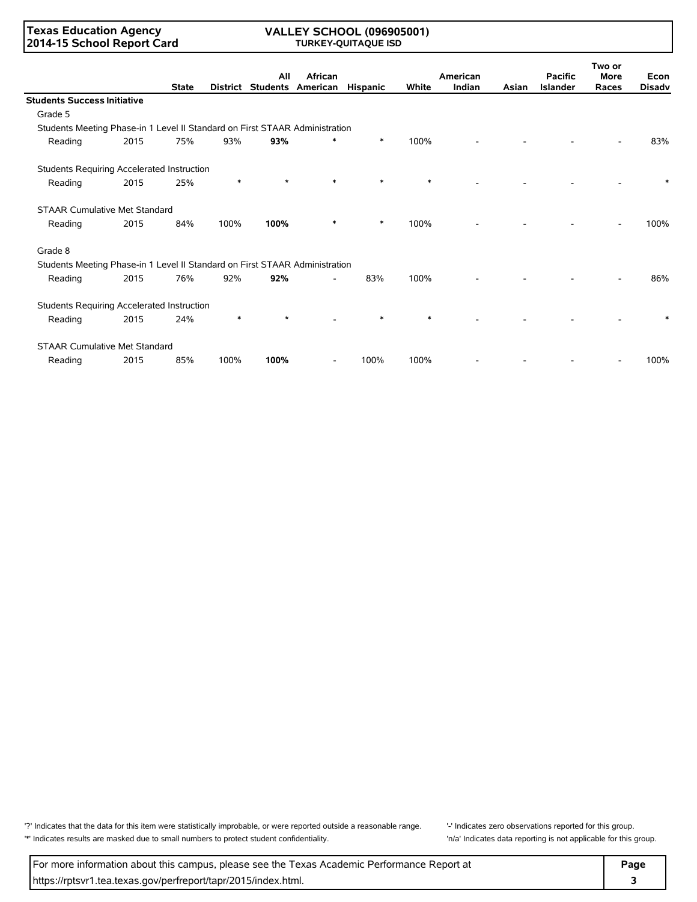**Texas Education Agency**
**2014-15 School Report Card**

**VALLEY SCHOOL (096905001)**
**TURKEY-QUITAQUE ISD**

| | | State | District | All Students | African American | Hispanic | White | American Indian | Asian | Pacific Islander | Two or More Races | Econ Disadv |
|---|---|---|---|---|---|---|---|---|---|---|---|---|
| **Students Success Initiative** | | | | | | | | | | | | |
| Grade 5 | | | | | | | | | | | | |
| Students Meeting Phase-in 1 Level II Standard on First STAAR Administration | | | | | | | | | | | | |
| Reading | 2015 | 75% | 93% | **93%** | * | * | 100% | - | - | - | - | 83% |
| Students Requiring Accelerated Instruction | | | | | | | | | | | | |
| Reading | 2015 | 25% | * | * | * | * | * | - | - | - | - | * |
| STAAR Cumulative Met Standard | | | | | | | | | | | | |
| Reading | 2015 | 84% | 100% | **100%** | * | * | 100% | - | - | - | - | 100% |
| Grade 8 | | | | | | | | | | | | |
| Students Meeting Phase-in 1 Level II Standard on First STAAR Administration | | | | | | | | | | | | |
| Reading | 2015 | 76% | 92% | **92%** | - | 83% | 100% | - | - | - | - | 86% |
| Students Requiring Accelerated Instruction | | | | | | | | | | | | |
| Reading | 2015 | 24% | * | * | - | * | * | - | - | - | - | * |
| STAAR Cumulative Met Standard | | | | | | | | | | | | |
| Reading | 2015 | 85% | 100% | **100%** | - | 100% | 100% | - | - | - | - | 100% |

'?' Indicates that the data for this item were statistically improbable, or were reported outside a reasonable range.
'*' Indicates results are masked due to small numbers to protect student confidentiality.
'-' Indicates zero observations reported for this group.
'n/a' Indicates data reporting is not applicable for this group.

For more information about this campus, please see the Texas Academic Performance Report at https://rptsvr1.tea.texas.gov/perfreport/tapr/2015/index.html.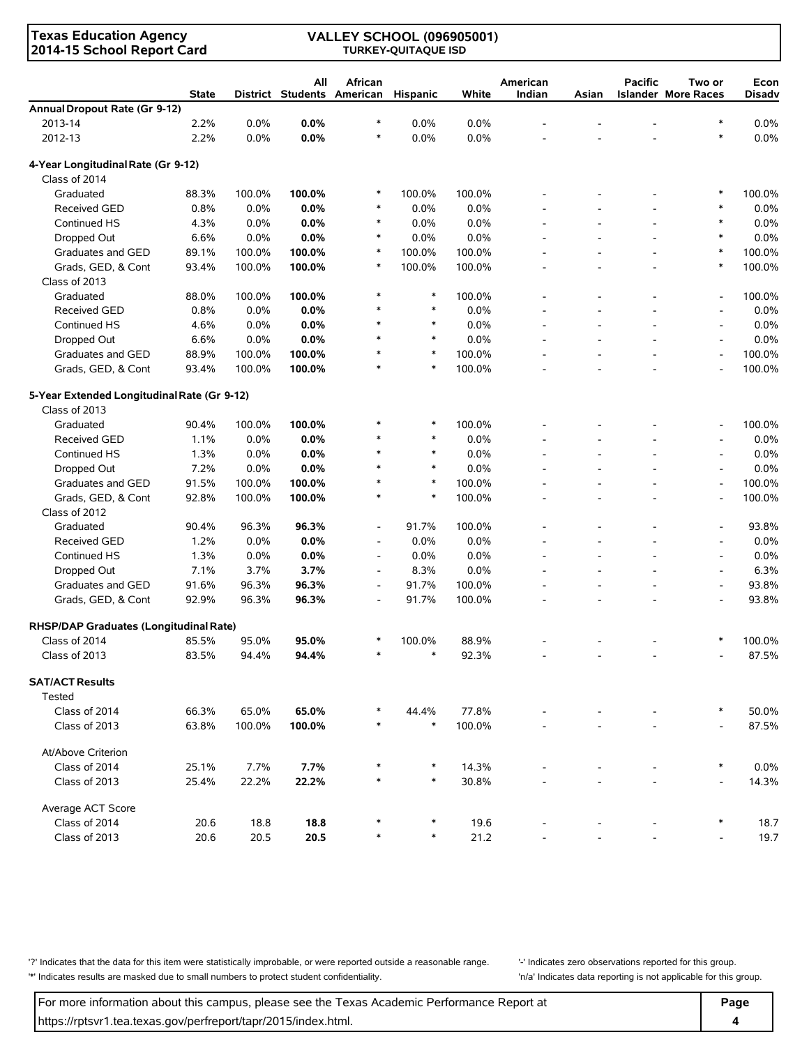Texas Education Agency
2014-15 School Report Card

VALLEY SCHOOL (096905001)
TURKEY-QUITAQUE ISD

| | State | District | All Students | African American | Hispanic | White | American Indian | Asian | Pacific Islander | Two or More Races | Econ Disadv |
|---|---|---|---|---|---|---|---|---|---|---|---|
| **Annual Dropout Rate (Gr 9-12)** | | | | | | | | | | | |
| 2013-14 | 2.2% | 0.0% | **0.0%** | * | 0.0% | 0.0% | - | - | - | * | 0.0% |
| 2012-13 | 2.2% | 0.0% | **0.0%** | * | 0.0% | 0.0% | - | - | - | * | 0.0% |
| **4-Year Longitudinal Rate (Gr 9-12)** | | | | | | | | | | | |
| Class of 2014 | | | | | | | | | | | |
| Graduated | 88.3% | 100.0% | **100.0%** | * | 100.0% | 100.0% | - | - | - | * | 100.0% |
| Received GED | 0.8% | 0.0% | **0.0%** | * | 0.0% | 0.0% | - | - | - | * | 0.0% |
| Continued HS | 4.3% | 0.0% | **0.0%** | * | 0.0% | 0.0% | - | - | - | * | 0.0% |
| Dropped Out | 6.6% | 0.0% | **0.0%** | * | 0.0% | 0.0% | - | - | - | * | 0.0% |
| Graduates and GED | 89.1% | 100.0% | **100.0%** | * | 100.0% | 100.0% | - | - | - | * | 100.0% |
| Grads, GED, & Cont | 93.4% | 100.0% | **100.0%** | * | 100.0% | 100.0% | - | - | - | * | 100.0% |
| Class of 2013 | | | | | | | | | | | |
| Graduated | 88.0% | 100.0% | **100.0%** | * | * | 100.0% | - | - | - | - | 100.0% |
| Received GED | 0.8% | 0.0% | **0.0%** | * | * | 0.0% | - | - | - | - | 0.0% |
| Continued HS | 4.6% | 0.0% | **0.0%** | * | * | 0.0% | - | - | - | - | 0.0% |
| Dropped Out | 6.6% | 0.0% | **0.0%** | * | * | 0.0% | - | - | - | - | 0.0% |
| Graduates and GED | 88.9% | 100.0% | **100.0%** | * | * | 100.0% | - | - | - | - | 100.0% |
| Grads, GED, & Cont | 93.4% | 100.0% | **100.0%** | * | * | 100.0% | - | - | - | - | 100.0% |
| **5-Year Extended Longitudinal Rate (Gr 9-12)** | | | | | | | | | | | |
| Class of 2013 | | | | | | | | | | | |
| Graduated | 90.4% | 100.0% | **100.0%** | * | * | 100.0% | - | - | - | - | 100.0% |
| Received GED | 1.1% | 0.0% | **0.0%** | * | * | 0.0% | - | - | - | - | 0.0% |
| Continued HS | 1.3% | 0.0% | **0.0%** | * | * | 0.0% | - | - | - | - | 0.0% |
| Dropped Out | 7.2% | 0.0% | **0.0%** | * | * | 0.0% | - | - | - | - | 0.0% |
| Graduates and GED | 91.5% | 100.0% | **100.0%** | * | * | 100.0% | - | - | - | - | 100.0% |
| Grads, GED, & Cont | 92.8% | 100.0% | **100.0%** | * | * | 100.0% | - | - | - | - | 100.0% |
| Class of 2012 | | | | | | | | | | | |
| Graduated | 90.4% | 96.3% | **96.3%** | - | 91.7% | 100.0% | - | - | - | - | 93.8% |
| Received GED | 1.2% | 0.0% | **0.0%** | - | 0.0% | 0.0% | - | - | - | - | 0.0% |
| Continued HS | 1.3% | 0.0% | **0.0%** | - | 0.0% | 0.0% | - | - | - | - | 0.0% |
| Dropped Out | 7.1% | 3.7% | **3.7%** | - | 8.3% | 0.0% | - | - | - | - | 6.3% |
| Graduates and GED | 91.6% | 96.3% | **96.3%** | - | 91.7% | 100.0% | - | - | - | - | 93.8% |
| Grads, GED, & Cont | 92.9% | 96.3% | **96.3%** | - | 91.7% | 100.0% | - | - | - | - | 93.8% |
| **RHSP/DAP Graduates (Longitudinal Rate)** | | | | | | | | | | | |
| Class of 2014 | 85.5% | 95.0% | **95.0%** | * | 100.0% | 88.9% | - | - | - | * | 100.0% |
| Class of 2013 | 83.5% | 94.4% | **94.4%** | * | * | 92.3% | - | - | - | - | 87.5% |
| **SAT/ACT Results** | | | | | | | | | | | |
| Tested | | | | | | | | | | | |
| Class of 2014 | 66.3% | 65.0% | **65.0%** | * | 44.4% | 77.8% | - | - | - | * | 50.0% |
| Class of 2013 | 63.8% | 100.0% | **100.0%** | * | * | 100.0% | - | - | - | - | 87.5% |
| At/Above Criterion | | | | | | | | | | | |
| Class of 2014 | 25.1% | 7.7% | **7.7%** | * | * | 14.3% | - | - | - | * | 0.0% |
| Class of 2013 | 25.4% | 22.2% | **22.2%** | * | * | 30.8% | - | - | - | - | 14.3% |
| Average ACT Score | | | | | | | | | | | |
| Class of 2014 | 20.6 | 18.8 | **18.8** | * | * | 19.6 | - | - | - | * | 18.7 |
| Class of 2013 | 20.6 | 20.5 | **20.5** | * | * | 21.2 | - | - | - | - | 19.7 |

'?' Indicates that the data for this item were statistically improbable, or were reported outside a reasonable range.
'*' Indicates results are masked due to small numbers to protect student confidentiality.
'-' Indicates zero observations reported for this group.
'n/a' Indicates data reporting is not applicable for this group.

For more information about this campus, please see the Texas Academic Performance Report at https://rptsvr1.tea.texas.gov/perfreport/tapr/2015/index.html.